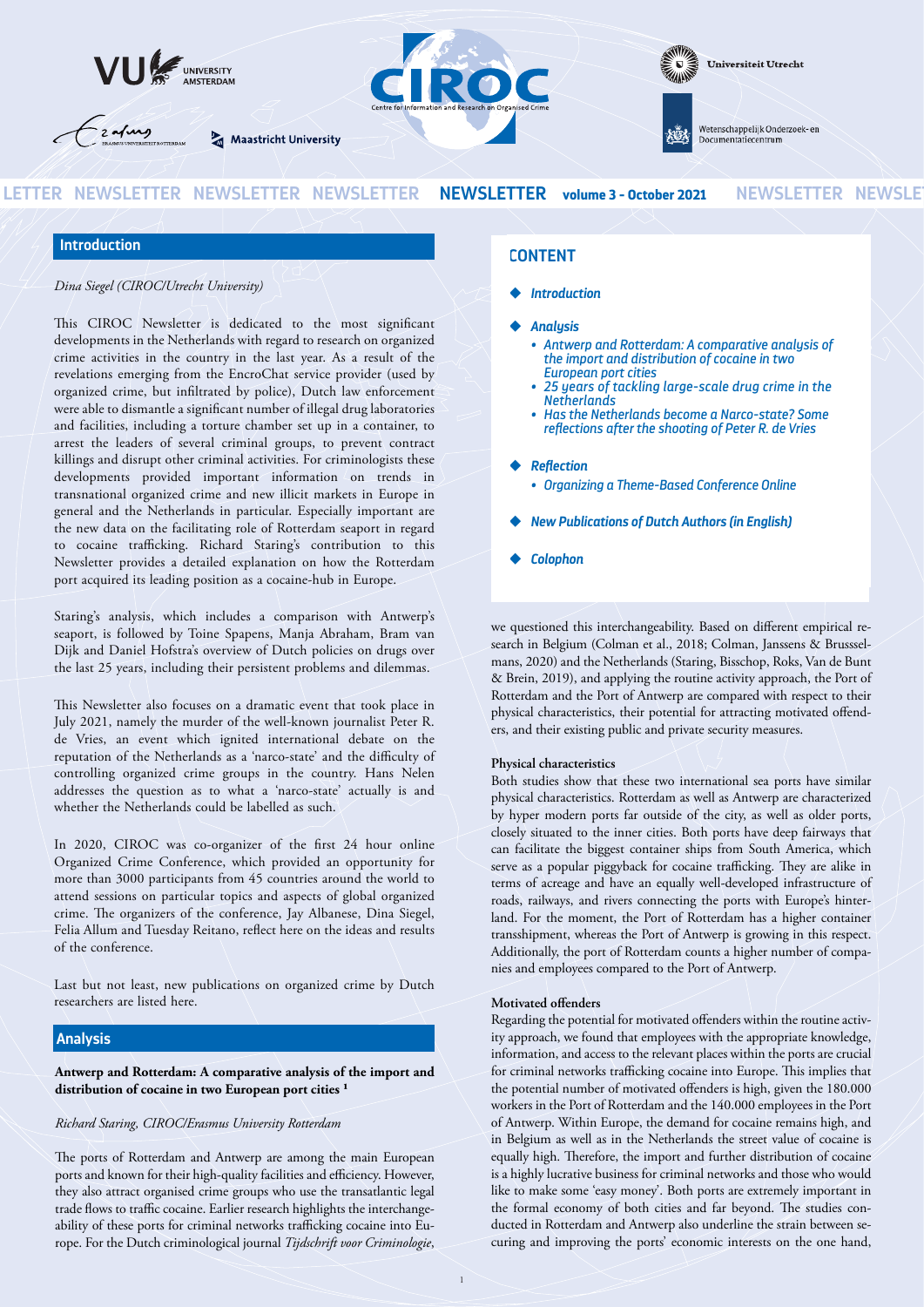NEWSLETTER volume 3 - October 2021

## Introduction

*Dina Siegel (CIROC/Utrecht University)*

This CIROC Newsletter is dedicated to the most significant developments in the Netherlands with regard to research on organized crime activities in the country in the last year. As a result of the revelations emerging from the EncroChat service provider (used by organized crime, but infiltrated by police), Dutch law enforcement were able to dismantle a significant number of illegal drug laboratories and facilities, including a torture chamber set up in a container, to arrest the leaders of several criminal groups, to prevent contract killings and disrupt other criminal activities. For criminologists these developments provided important information on trends in transnational organized crime and new illicit markets in Europe in general and the Netherlands in particular. Especially important are the new data on the facilitating role of Rotterdam seaport in regard to cocaine trafficking. Richard Staring's contribution to this Newsletter provides a detailed explanation on how the Rotterdam port acquired its leading position as a cocaine-hub in Europe.

Staring's analysis, which includes a comparison with Antwerp's seaport, is followed by Toine Spapens, Manja Abraham, Bram van Dijk and Daniel Hofstra's overview of Dutch policies on drugs over the last 25 years, including their persistent problems and dilemmas.

This Newsletter also focuses on a dramatic event that took place in July 2021, namely the murder of the well-known journalist Peter R. de Vries, an event which ignited international debate on the reputation of the Netherlands as a 'narco-state' and the difficulty of controlling organized crime groups in the country. Hans Nelen addresses the question as to what a 'narco-state' actually is and whether the Netherlands could be labelled as such.

In 2020, CIROC was co-organizer of the first 24 hour online Organized Crime Conference, which provided an opportunity for more than 3000 participants from 45 countries around the world to attend sessions on particular topics and aspects of global organized crime. The organizers of the conference, Jay Albanese, Dina Siegel, Felia Allum and Tuesday Reitano, reflect here on the ideas and results of the conference.

Last but not least, new publications on organized crime by Dutch researchers are listed here.

## CONTENT

- *Introduction*
- *Analysis*
  - *Antwerp and Rotterdam: A comparative analysis of the import and distribution of cocaine in two European port cities*
  - *25 years of tackling large-scale drug crime in the Netherlands*
  - *Has the Netherlands become a Narco-state? Some reflections after the shooting of Peter R. de Vries*
- *Reflection*
  - *Organizing a Theme-Based Conference Online*
- *New Publications of Dutch Authors (in English)*
- *Colophon*

## Analysis

### Antwerp and Rotterdam: A comparative analysis of the import and distribution of cocaine in two European port cities [1]

*Richard Staring, CIROC/Erasmus University Rotterdam*

The ports of Rotterdam and Antwerp are among the main European ports and known for their high-quality facilities and efficiency. However, they also attract organised crime groups who use the transatlantic legal trade flows to traffic cocaine. Earlier research highlights the interchangeability of these ports for criminal networks trafficking cocaine into Europe. For the Dutch criminological journal *Tijdschrift voor Criminologie*, we questioned this interchangeability. Based on different empirical research in Belgium (Colman et al., 2018; Colman, Janssens & Brusselmans, 2020) and the Netherlands (Staring, Bisschop, Roks, Van de Bunt & Brein, 2019), and applying the routine activity approach, the Port of Rotterdam and the Port of Antwerp are compared with respect to their physical characteristics, their potential for attracting motivated offenders, and their existing public and private security measures.

**Physical characteristics**

Both studies show that these two international sea ports have similar physical characteristics. Rotterdam as well as Antwerp are characterized by hyper modern ports far outside of the city, as well as older ports, closely situated to the inner cities. Both ports have deep fairways that can facilitate the biggest container ships from South America, which serve as a popular piggyback for cocaine trafficking. They are alike in terms of acreage and have an equally well-developed infrastructure of roads, railways, and rivers connecting the ports with Europe's hinterland. For the moment, the Port of Rotterdam has a higher container transshipment, whereas the Port of Antwerp is growing in this respect. Additionally, the port of Rotterdam counts a higher number of companies and employees compared to the Port of Antwerp.

**Motivated offenders**

Regarding the potential for motivated offenders within the routine activity approach, we found that employees with the appropriate knowledge, information, and access to the relevant places within the ports are crucial for criminal networks trafficking cocaine into Europe. This implies that the potential number of motivated offenders is high, given the 180.000 workers in the Port of Rotterdam and the 140.000 employees in the Port of Antwerp. Within Europe, the demand for cocaine remains high, and in Belgium as well as in the Netherlands the street value of cocaine is equally high. Therefore, the import and further distribution of cocaine is a highly lucrative business for criminal networks and those who would like to make some 'easy money'. Both ports are extremely important in the formal economy of both cities and far beyond. The studies conducted in Rotterdam and Antwerp also underline the strain between securing and improving the ports' economic interests on the one hand,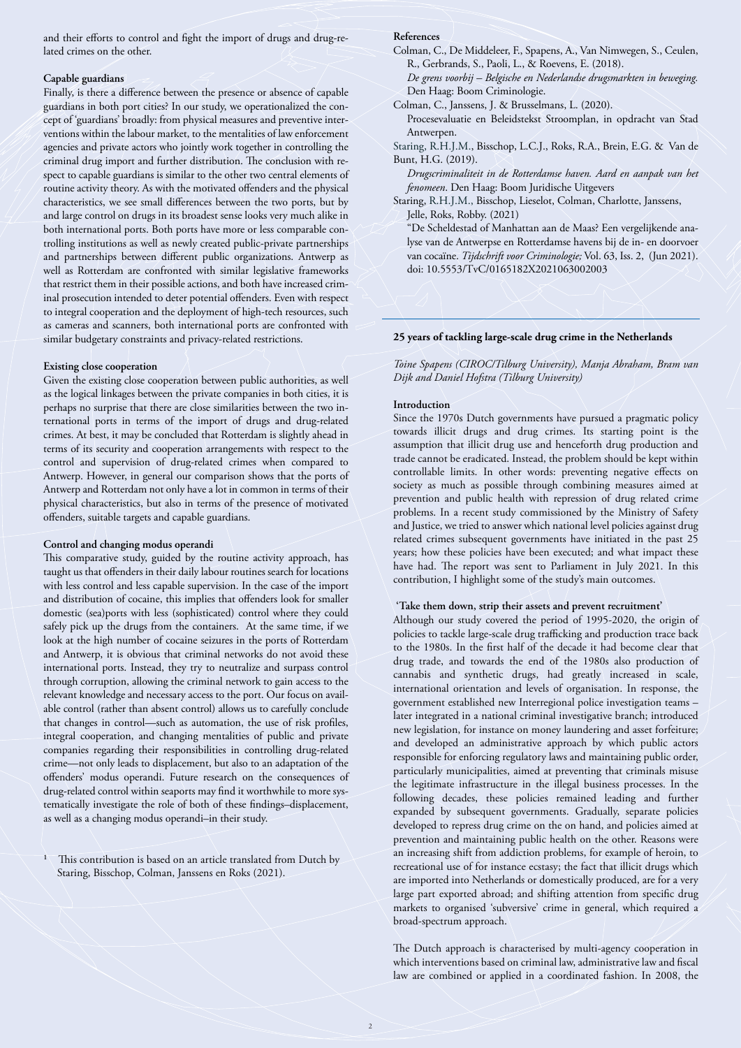and their efforts to control and fight the import of drugs and drug-related crimes on the other.

**Capable guardians**

Finally, is there a difference between the presence or absence of capable guardians in both port cities? In our study, we operationalized the concept of 'guardians' broadly: from physical measures and preventive interventions within the labour market, to the mentalities of law enforcement agencies and private actors who jointly work together in controlling the criminal drug import and further distribution. The conclusion with respect to capable guardians is similar to the other two central elements of routine activity theory. As with the motivated offenders and the physical characteristics, we see small differences between the two ports, but by and large control on drugs in its broadest sense looks very much alike in both international ports. Both ports have more or less comparable controlling institutions as well as newly created public-private partnerships and partnerships between different public organizations. Antwerp as well as Rotterdam are confronted with similar legislative frameworks that restrict them in their possible actions, and both have increased criminal prosecution intended to deter potential offenders. Even with respect to integral cooperation and the deployment of high-tech resources, such as cameras and scanners, both international ports are confronted with similar budgetary constraints and privacy-related restrictions.

**Existing close cooperation**

Given the existing close cooperation between public authorities, as well as the logical linkages between the private companies in both cities, it is perhaps no surprise that there are close similarities between the two international ports in terms of the import of drugs and drug-related crimes. At best, it may be concluded that Rotterdam is slightly ahead in terms of its security and cooperation arrangements with respect to the control and supervision of drug-related crimes when compared to Antwerp. However, in general our comparison shows that the ports of Antwerp and Rotterdam not only have a lot in common in terms of their physical characteristics, but also in terms of the presence of motivated offenders, suitable targets and capable guardians.

**Control and changing modus operandi**

This comparative study, guided by the routine activity approach, has taught us that offenders in their daily labour routines search for locations with less control and less capable supervision. In the case of the import and distribution of cocaine, this implies that offenders look for smaller domestic (sea)ports with less (sophisticated) control where they could safely pick up the drugs from the containers. At the same time, if we look at the high number of cocaine seizures in the ports of Rotterdam and Antwerp, it is obvious that criminal networks do not avoid these international ports. Instead, they try to neutralize and surpass control through corruption, allowing the criminal network to gain access to the relevant knowledge and necessary access to the port. Our focus on available control (rather than absent control) allows us to carefully conclude that changes in control—such as automation, the use of risk profiles, integral cooperation, and changing mentalities of public and private companies regarding their responsibilities in controlling drug-related crime—not only leads to displacement, but also to an adaptation of the offenders' modus operandi. Future research on the consequences of drug-related control within seaports may find it worthwhile to more systematically investigate the role of both of these findings–displacement, as well as a changing modus operandi–in their study.

[1] This contribution is based on an article translated from Dutch by Staring, Bisschop, Colman, Janssens en Roks (2021).

**References**

Colman, C., De Middeleer, F., Spapens, A., Van Nimwegen, S., Ceulen, R., Gerbrands, S., Paoli, L., & Roevens, E. (2018). *De grens voorbij – Belgische en Nederlandse drugsmarkten in beweging.* Den Haag: Boom Criminologie.

Colman, C., Janssens, J. & Brusselmans, L. (2020). Procesevaluatie en Beleidstekst Stroomplan, in opdracht van Stad Antwerpen.

Staring, R.H.J.M., Bisschop, L.C.J., Roks, R.A., Brein, E.G. & Van de Bunt, H.G. (2019). *Drugscriminaliteit in de Rotterdamse haven. Aard en aanpak van het fenomeen*. Den Haag: Boom Juridische Uitgevers

Staring, R.H.J.M., Bisschop, Lieselot, Colman, Charlotte, Janssens, Jelle, Roks, Robby. (2021) "De Scheldestad of Manhattan aan de Maas? Een vergelijkende analyse van de Antwerpse en Rotterdamse havens bij de in- en doorvoer van cocaïne. *Tijdschrift voor Criminologie;* Vol. 63, Iss. 2, (Jun 2021). doi: 10.5553/TvC/0165182X2021063002003

## 25 years of tackling large-scale drug crime in the Netherlands

*Toine Spapens (CIROC/Tilburg University), Manja Abraham, Bram van Dijk and Daniel Hofstra (Tilburg University)*

**Introduction**

Since the 1970s Dutch governments have pursued a pragmatic policy towards illicit drugs and drug crimes. Its starting point is the assumption that illicit drug use and henceforth drug production and trade cannot be eradicated. Instead, the problem should be kept within controllable limits. In other words: preventing negative effects on society as much as possible through combining measures aimed at prevention and public health with repression of drug related crime problems. In a recent study commissioned by the Ministry of Safety and Justice, we tried to answer which national level policies against drug related crimes subsequent governments have initiated in the past 25 years; how these policies have been executed; and what impact these have had. The report was sent to Parliament in July 2021. In this contribution, I highlight some of the study's main outcomes.

**'Take them down, strip their assets and prevent recruitment'**

Although our study covered the period of 1995-2020, the origin of policies to tackle large-scale drug trafficking and production trace back to the 1980s. In the first half of the decade it had become clear that drug trade, and towards the end of the 1980s also production of cannabis and synthetic drugs, had greatly increased in scale, international orientation and levels of organisation. In response, the government established new Interregional police investigation teams – later integrated in a national criminal investigative branch; introduced new legislation, for instance on money laundering and asset forfeiture; and developed an administrative approach by which public actors responsible for enforcing regulatory laws and maintaining public order, particularly municipalities, aimed at preventing that criminals misuse the legitimate infrastructure in the illegal business processes. In the following decades, these policies remained leading and further expanded by subsequent governments. Gradually, separate policies developed to repress drug crime on the on hand, and policies aimed at prevention and maintaining public health on the other. Reasons were an increasing shift from addiction problems, for example of heroin, to recreational use of for instance ecstasy; the fact that illicit drugs which are imported into Netherlands or domestically produced, are for a very large part exported abroad; and shifting attention from specific drug markets to organised 'subversive' crime in general, which required a broad-spectrum approach.

The Dutch approach is characterised by multi-agency cooperation in which interventions based on criminal law, administrative law and fiscal law are combined or applied in a coordinated fashion. In 2008, the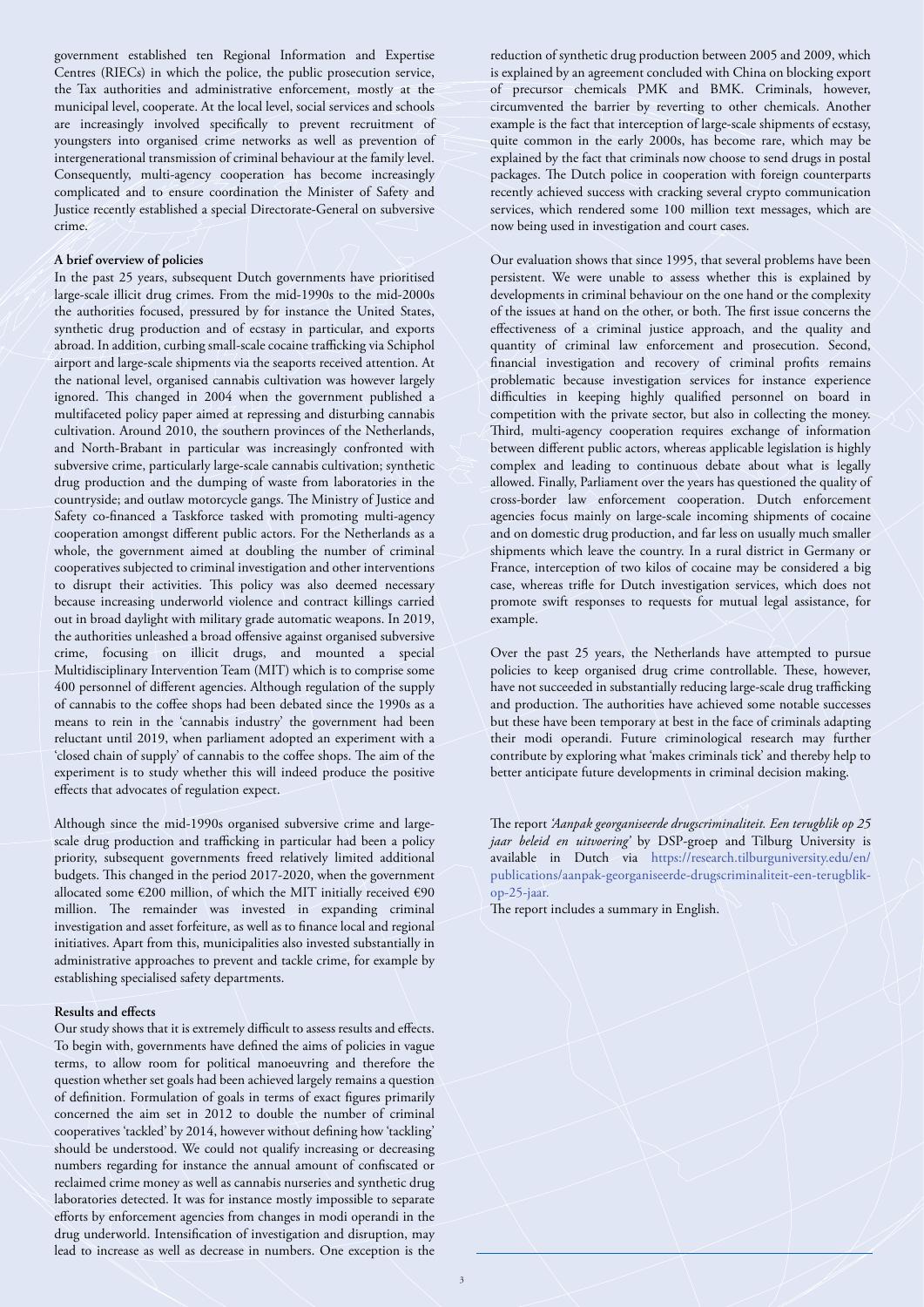government established ten Regional Information and Expertise Centres (RIECs) in which the police, the public prosecution service, the Tax authorities and administrative enforcement, mostly at the municipal level, cooperate. At the local level, social services and schools are increasingly involved specifically to prevent recruitment of youngsters into organised crime networks as well as prevention of intergenerational transmission of criminal behaviour at the family level. Consequently, multi-agency cooperation has become increasingly complicated and to ensure coordination the Minister of Safety and Justice recently established a special Directorate-General on subversive crime.

**A brief overview of policies**

In the past 25 years, subsequent Dutch governments have prioritised large-scale illicit drug crimes. From the mid-1990s to the mid-2000s the authorities focused, pressured by for instance the United States, synthetic drug production and of ecstasy in particular, and exports abroad. In addition, curbing small-scale cocaine trafficking via Schiphol airport and large-scale shipments via the seaports received attention. At the national level, organised cannabis cultivation was however largely ignored. This changed in 2004 when the government published a multifaceted policy paper aimed at repressing and disturbing cannabis cultivation. Around 2010, the southern provinces of the Netherlands, and North-Brabant in particular was increasingly confronted with subversive crime, particularly large-scale cannabis cultivation; synthetic drug production and the dumping of waste from laboratories in the countryside; and outlaw motorcycle gangs. The Ministry of Justice and Safety co-financed a Taskforce tasked with promoting multi-agency cooperation amongst different public actors. For the Netherlands as a whole, the government aimed at doubling the number of criminal cooperatives subjected to criminal investigation and other interventions to disrupt their activities. This policy was also deemed necessary because increasing underworld violence and contract killings carried out in broad daylight with military grade automatic weapons. In 2019, the authorities unleashed a broad offensive against organised subversive crime, focusing on illicit drugs, and mounted a special Multidisciplinary Intervention Team (MIT) which is to comprise some 400 personnel of different agencies. Although regulation of the supply of cannabis to the coffee shops had been debated since the 1990s as a means to rein in the 'cannabis industry' the government had been reluctant until 2019, when parliament adopted an experiment with a 'closed chain of supply' of cannabis to the coffee shops. The aim of the experiment is to study whether this will indeed produce the positive effects that advocates of regulation expect.

Although since the mid-1990s organised subversive crime and large-scale drug production and trafficking in particular had been a policy priority, subsequent governments freed relatively limited additional budgets. This changed in the period 2017-2020, when the government allocated some €200 million, of which the MIT initially received €90 million. The remainder was invested in expanding criminal investigation and asset forfeiture, as well as to finance local and regional initiatives. Apart from this, municipalities also invested substantially in administrative approaches to prevent and tackle crime, for example by establishing specialised safety departments.

**Results and effects**

Our study shows that it is extremely difficult to assess results and effects. To begin with, governments have defined the aims of policies in vague terms, to allow room for political manoeuvring and therefore the question whether set goals had been achieved largely remains a question of definition. Formulation of goals in terms of exact figures primarily concerned the aim set in 2012 to double the number of criminal cooperatives 'tackled' by 2014, however without defining how 'tackling' should be understood. We could not qualify increasing or decreasing numbers regarding for instance the annual amount of confiscated or reclaimed crime money as well as cannabis nurseries and synthetic drug laboratories detected. It was for instance mostly impossible to separate efforts by enforcement agencies from changes in modi operandi in the drug underworld. Intensification of investigation and disruption, may lead to increase as well as decrease in numbers. One exception is the reduction of synthetic drug production between 2005 and 2009, which is explained by an agreement concluded with China on blocking export of precursor chemicals PMK and BMK. Criminals, however, circumvented the barrier by reverting to other chemicals. Another example is the fact that interception of large-scale shipments of ecstasy, quite common in the early 2000s, has become rare, which may be explained by the fact that criminals now choose to send drugs in postal packages. The Dutch police in cooperation with foreign counterparts recently achieved success with cracking several crypto communication services, which rendered some 100 million text messages, which are now being used in investigation and court cases.

Our evaluation shows that since 1995, that several problems have been persistent. We were unable to assess whether this is explained by developments in criminal behaviour on the one hand or the complexity of the issues at hand on the other, or both. The first issue concerns the effectiveness of a criminal justice approach, and the quality and quantity of criminal law enforcement and prosecution. Second, financial investigation and recovery of criminal profits remains problematic because investigation services for instance experience difficulties in keeping highly qualified personnel on board in competition with the private sector, but also in collecting the money. Third, multi-agency cooperation requires exchange of information between different public actors, whereas applicable legislation is highly complex and leading to continuous debate about what is legally allowed. Finally, Parliament over the years has questioned the quality of cross-border law enforcement cooperation. Dutch enforcement agencies focus mainly on large-scale incoming shipments of cocaine and on domestic drug production, and far less on usually much smaller shipments which leave the country. In a rural district in Germany or France, interception of two kilos of cocaine may be considered a big case, whereas trifle for Dutch investigation services, which does not promote swift responses to requests for mutual legal assistance, for example.

Over the past 25 years, the Netherlands have attempted to pursue policies to keep organised drug crime controllable. These, however, have not succeeded in substantially reducing large-scale drug trafficking and production. The authorities have achieved some notable successes but these have been temporary at best in the face of criminals adapting their modi operandi. Future criminological research may further contribute by exploring what 'makes criminals tick' and thereby help to better anticipate future developments in criminal decision making.

The report *'Aanpak georganiseerde drugscriminaliteit. Een terugblik op 25 jaar beleid en uitvoering'* by DSP-groep and Tilburg University is available in Dutch via https://research.tilburguniversity.edu/en/publications/aanpak-georganiseerde-drugscriminaliteit-een-terugblik-op-25-jaar.

The report includes a summary in English.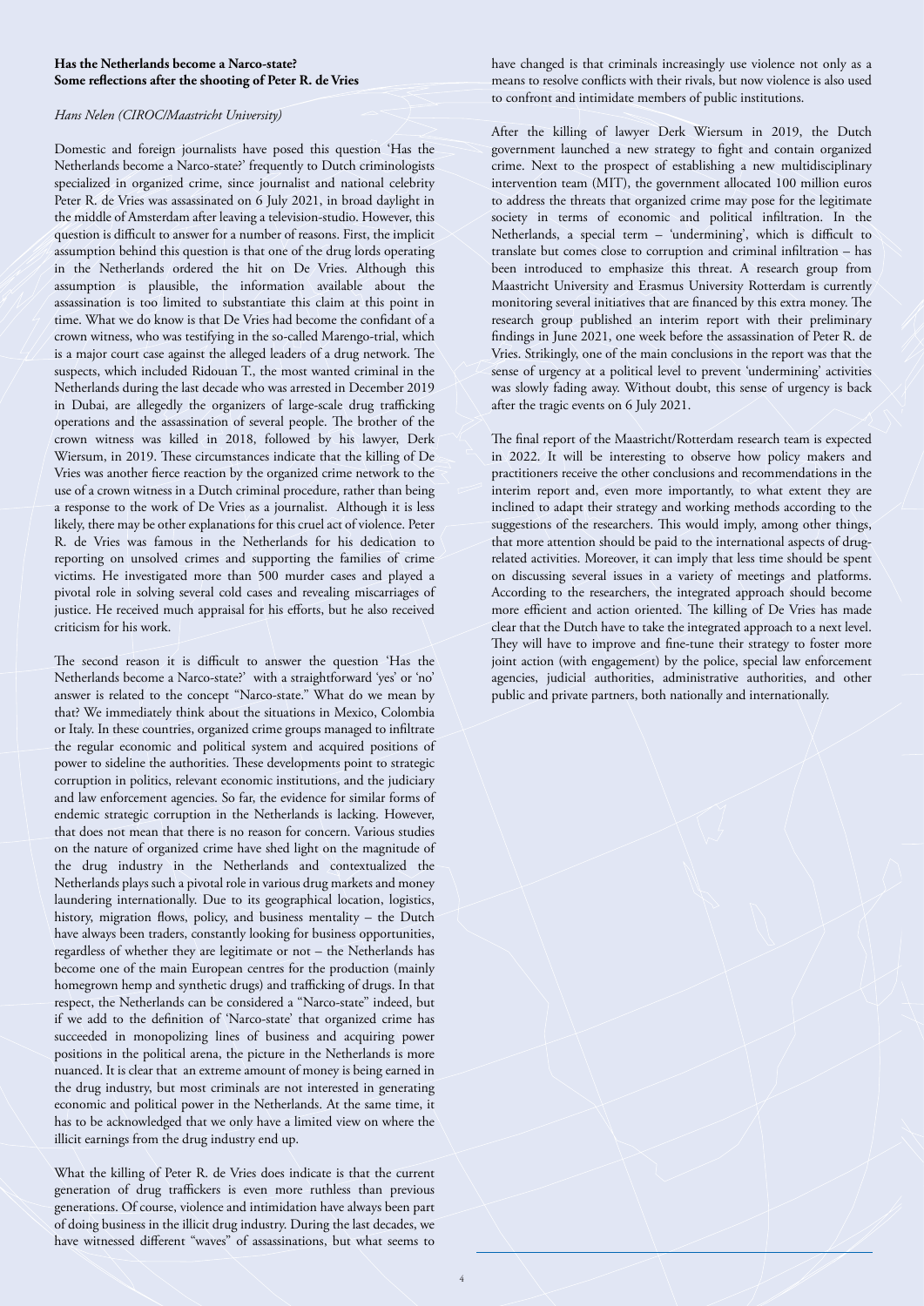**Has the Netherlands become a Narco-state?**
**Some reflections after the shooting of Peter R. de Vries**

*Hans Nelen (CIROC/Maastricht University)*

Domestic and foreign journalists have posed this question 'Has the Netherlands become a Narco-state?' frequently to Dutch criminologists specialized in organized crime, since journalist and national celebrity Peter R. de Vries was assassinated on 6 July 2021, in broad daylight in the middle of Amsterdam after leaving a television-studio. However, this question is difficult to answer for a number of reasons. First, the implicit assumption behind this question is that one of the drug lords operating in the Netherlands ordered the hit on De Vries. Although this assumption is plausible, the information available about the assassination is too limited to substantiate this claim at this point in time. What we do know is that De Vries had become the confidant of a crown witness, who was testifying in the so-called Marengo-trial, which is a major court case against the alleged leaders of a drug network. The suspects, which included Ridouan T., the most wanted criminal in the Netherlands during the last decade who was arrested in December 2019 in Dubai, are allegedly the organizers of large-scale drug trafficking operations and the assassination of several people. The brother of the crown witness was killed in 2018, followed by his lawyer, Derk Wiersum, in 2019. These circumstances indicate that the killing of De Vries was another fierce reaction by the organized crime network to the use of a crown witness in a Dutch criminal procedure, rather than being a response to the work of De Vries as a journalist. Although it is less likely, there may be other explanations for this cruel act of violence. Peter R. de Vries was famous in the Netherlands for his dedication to reporting on unsolved crimes and supporting the families of crime victims. He investigated more than 500 murder cases and played a pivotal role in solving several cold cases and revealing miscarriages of justice. He received much appraisal for his efforts, but he also received criticism for his work.

The second reason it is difficult to answer the question 'Has the Netherlands become a Narco-state?' with a straightforward 'yes' or 'no' answer is related to the concept "Narco-state." What do we mean by that? We immediately think about the situations in Mexico, Colombia or Italy. In these countries, organized crime groups managed to infiltrate the regular economic and political system and acquired positions of power to sideline the authorities. These developments point to strategic corruption in politics, relevant economic institutions, and the judiciary and law enforcement agencies. So far, the evidence for similar forms of endemic strategic corruption in the Netherlands is lacking. However, that does not mean that there is no reason for concern. Various studies on the nature of organized crime have shed light on the magnitude of the drug industry in the Netherlands and contextualized the Netherlands plays such a pivotal role in various drug markets and money laundering internationally. Due to its geographical location, logistics, history, migration flows, policy, and business mentality – the Dutch have always been traders, constantly looking for business opportunities, regardless of whether they are legitimate or not – the Netherlands has become one of the main European centres for the production (mainly homegrown hemp and synthetic drugs) and trafficking of drugs. In that respect, the Netherlands can be considered a "Narco-state" indeed, but if we add to the definition of 'Narco-state' that organized crime has succeeded in monopolizing lines of business and acquiring power positions in the political arena, the picture in the Netherlands is more nuanced. It is clear that an extreme amount of money is being earned in the drug industry, but most criminals are not interested in generating economic and political power in the Netherlands. At the same time, it has to be acknowledged that we only have a limited view on where the illicit earnings from the drug industry end up.

What the killing of Peter R. de Vries does indicate is that the current generation of drug traffickers is even more ruthless than previous generations. Of course, violence and intimidation have always been part of doing business in the illicit drug industry. During the last decades, we have witnessed different "waves" of assassinations, but what seems to have changed is that criminals increasingly use violence not only as a means to resolve conflicts with their rivals, but now violence is also used to confront and intimidate members of public institutions.

After the killing of lawyer Derk Wiersum in 2019, the Dutch government launched a new strategy to fight and contain organized crime. Next to the prospect of establishing a new multidisciplinary intervention team (MIT), the government allocated 100 million euros to address the threats that organized crime may pose for the legitimate society in terms of economic and political infiltration. In the Netherlands, a special term – 'undermining', which is difficult to translate but comes close to corruption and criminal infiltration – has been introduced to emphasize this threat. A research group from Maastricht University and Erasmus University Rotterdam is currently monitoring several initiatives that are financed by this extra money. The research group published an interim report with their preliminary findings in June 2021, one week before the assassination of Peter R. de Vries. Strikingly, one of the main conclusions in the report was that the sense of urgency at a political level to prevent 'undermining' activities was slowly fading away. Without doubt, this sense of urgency is back after the tragic events on 6 July 2021.

The final report of the Maastricht/Rotterdam research team is expected in 2022. It will be interesting to observe how policy makers and practitioners receive the other conclusions and recommendations in the interim report and, even more importantly, to what extent they are inclined to adapt their strategy and working methods according to the suggestions of the researchers. This would imply, among other things, that more attention should be paid to the international aspects of drug-related activities. Moreover, it can imply that less time should be spent on discussing several issues in a variety of meetings and platforms. According to the researchers, the integrated approach should become more efficient and action oriented. The killing of De Vries has made clear that the Dutch have to take the integrated approach to a next level. They will have to improve and fine-tune their strategy to foster more joint action (with engagement) by the police, special law enforcement agencies, judicial authorities, administrative authorities, and other public and private partners, both nationally and internationally.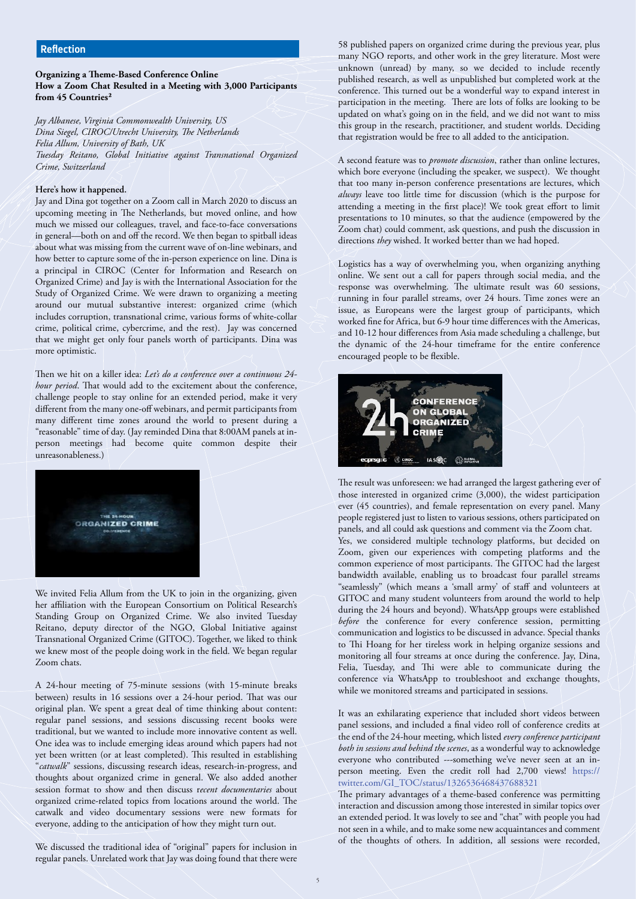## Reflection

**Organizing a Theme-Based Conference Online**
**How a Zoom Chat Resulted in a Meeting with 3,000 Participants from 45 Countries[2]**

*Jay Albanese, Virginia Commonwealth University, US*
*Dina Siegel, CIROC/Utrecht University, The Netherlands*
*Felia Allum, University of Bath, UK*
*Tuesday Reitano, Global Initiative against Transnational Organized Crime, Switzerland*

**Here's how it happened.**

Jay and Dina got together on a Zoom call in March 2020 to discuss an upcoming meeting in The Netherlands, but moved online, and how much we missed our colleagues, travel, and face-to-face conversations in general—both on and off the record. We then began to spitball ideas about what was missing from the current wave of on-line webinars, and how better to capture some of the in-person experience on line. Dina is a principal in CIROC (Center for Information and Research on Organized Crime) and Jay is with the International Association for the Study of Organized Crime. We were drawn to organizing a meeting around our mutual substantive interest: organized crime (which includes corruption, transnational crime, various forms of white-collar crime, political crime, cybercrime, and the rest). Jay was concerned that we might get only four panels worth of participants. Dina was more optimistic.

Then we hit on a killer idea: *Let's do a conference over a continuous 24-hour period*. That would add to the excitement about the conference, challenge people to stay online for an extended period, make it very different from the many one-off webinars, and permit participants from many different time zones around the world to present during a "reasonable" time of day. (Jay reminded Dina that 8:00AM panels at in-person meetings had become quite common despite their unreasonableness.)

We invited Felia Allum from the UK to join in the organizing, given her affiliation with the European Consortium on Political Research's Standing Group on Organized Crime. We also invited Tuesday Reitano, deputy director of the NGO, Global Initiative against Transnational Organized Crime (GITOC). Together, we liked to think we knew most of the people doing work in the field. We began regular Zoom chats.

A 24-hour meeting of 75-minute sessions (with 15-minute breaks between) results in 16 sessions over a 24-hour period. That was our original plan. We spent a great deal of time thinking about content: regular panel sessions, and sessions discussing recent books were traditional, but we wanted to include more innovative content as well. One idea was to include emerging ideas around which papers had not yet been written (or at least completed). This resulted in establishing "*catwalk*" sessions, discussing research ideas, research-in-progress, and thoughts about organized crime in general. We also added another session format to show and then discuss r*ecent documentaries* about organized crime-related topics from locations around the world. The catwalk and video documentary sessions were new formats for everyone, adding to the anticipation of how they might turn out.

We discussed the traditional idea of "original" papers for inclusion in regular panels. Unrelated work that Jay was doing found that there were 58 published papers on organized crime during the previous year, plus many NGO reports, and other work in the grey literature. Most were unknown (unread) by many, so we decided to include recently published research, as well as unpublished but completed work at the conference. This turned out be a wonderful way to expand interest in participation in the meeting. There are lots of folks are looking to be updated on what's going on in the field, and we did not want to miss this group in the research, practitioner, and student worlds. Deciding that registration would be free to all added to the anticipation.

A second feature was to *promote discussion*, rather than online lectures, which bore everyone (including the speaker, we suspect). We thought that too many in-person conference presentations are lectures, which *always* leave too little time for discussion (which is the purpose for attending a meeting in the first place)! We took great effort to limit presentations to 10 minutes, so that the audience (empowered by the Zoom chat) could comment, ask questions, and push the discussion in directions *they* wished. It worked better than we had hoped.

Logistics has a way of overwhelming you, when organizing anything online. We sent out a call for papers through social media, and the response was overwhelming. The ultimate result was 60 sessions, running in four parallel streams, over 24 hours. Time zones were an issue, as Europeans were the largest group of participants, which worked fine for Africa, but 6-9 hour time differences with the Americas, and 10-12 hour differences from Asia made scheduling a challenge, but the dynamic of the 24-hour timeframe for the entire conference encouraged people to be flexible.

The result was unforeseen: we had arranged the largest gathering ever of those interested in organized crime (3,000), the widest participation ever (45 countries), and female representation on every panel. Many people registered just to listen to various sessions, others participated on panels, and all could ask questions and comment via the Zoom chat.

Yes, we considered multiple technology platforms, but decided on Zoom, given our experiences with competing platforms and the common experience of most participants. The GITOC had the largest bandwidth available, enabling us to broadcast four parallel streams "seamlessly" (which means a 'small army' of staff and volunteers at GITOC and many student volunteers from around the world to help during the 24 hours and beyond). WhatsApp groups were established *before* the conference for every conference session, permitting communication and logistics to be discussed in advance. Special thanks to Thi Hoang for her tireless work in helping organize sessions and monitoring all four streams at once during the conference. Jay, Dina, Felia, Tuesday, and Thi were able to communicate during the conference via WhatsApp to troubleshoot and exchange thoughts, while we monitored streams and participated in sessions.

It was an exhilarating experience that included short videos between panel sessions, and included a final video roll of conference credits at the end of the 24-hour meeting, which listed *every conference participant both in sessions and behind the scenes*, as a wonderful way to acknowledge everyone who contributed ---something we've never seen at an in-person meeting. Even the credit roll had 2,700 views! https://twitter.com/GI_TOC/status/1326536468437688321

The primary advantages of a theme-based conference was permitting interaction and discussion among those interested in similar topics over an extended period. It was lovely to see and "chat" with people you had not seen in a while, and to make some new acquaintances and comment of the thoughts of others. In addition, all sessions were recorded,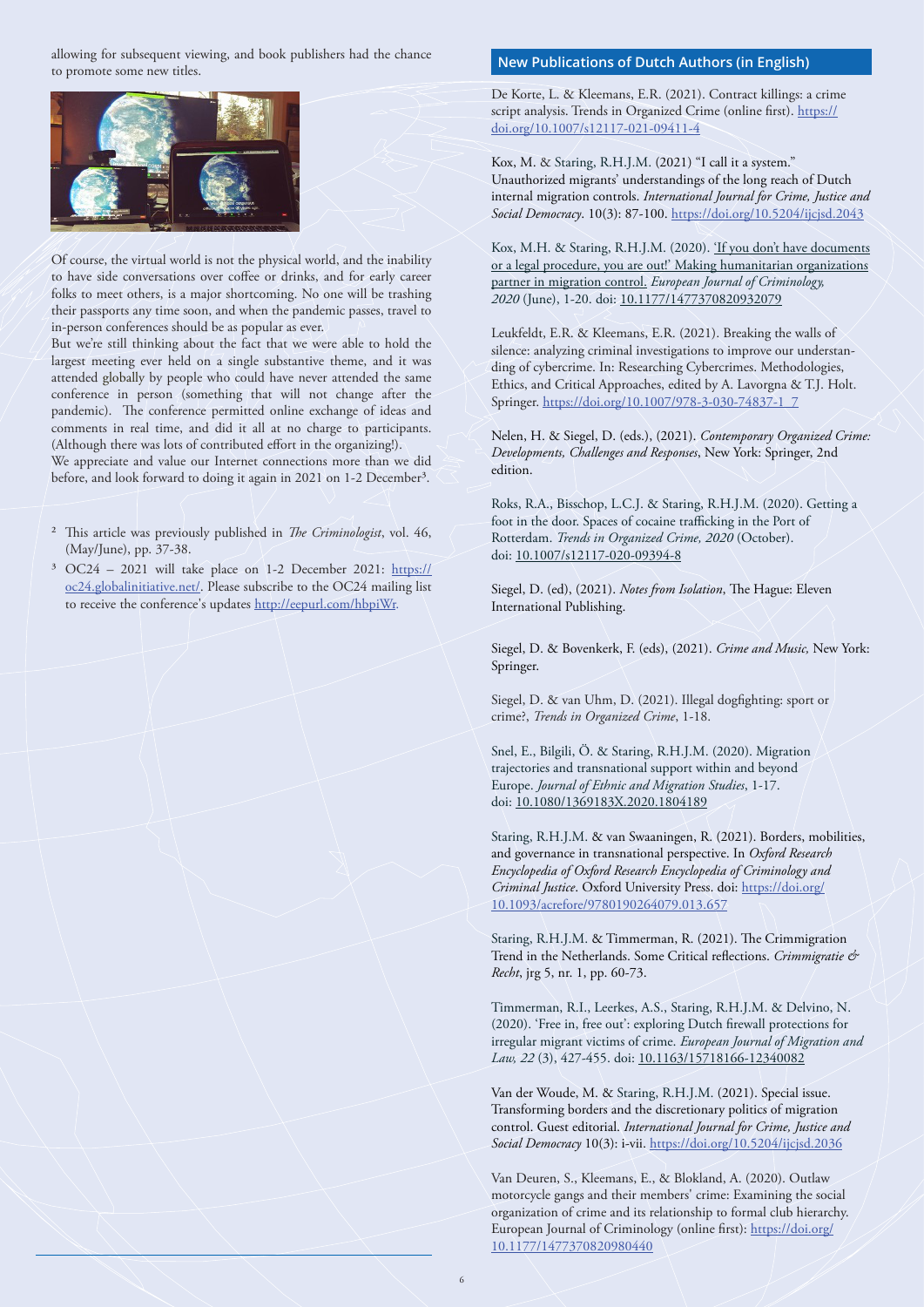allowing for subsequent viewing, and book publishers had the chance to promote some new titles.

Of course, the virtual world is not the physical world, and the inability to have side conversations over coffee or drinks, and for early career folks to meet others, is a major shortcoming. No one will be trashing their passports any time soon, and when the pandemic passes, travel to in-person conferences should be as popular as ever.

But we're still thinking about the fact that we were able to hold the largest meeting ever held on a single substantive theme, and it was attended globally by people who could have never attended the same conference in person (something that will not change after the pandemic). The conference permitted online exchange of ideas and comments in real time, and did it all at no charge to participants. (Although there was lots of contributed effort in the organizing!).

We appreciate and value our Internet connections more than we did before, and look forward to doing it again in 2021 on 1-2 December[3].

[2] This article was previously published in *The Criminologist*, vol. 46, (May/June), pp. 37-38.

[3] OC24 – 2021 will take place on 1-2 December 2021: https://oc24.globalinitiative.net/. Please subscribe to the OC24 mailing list to receive the conference's updates http://eepurl.com/hbpiWr.

## New Publications of Dutch Authors (in English)

De Korte, L. & Kleemans, E.R. (2021). Contract killings: a crime script analysis. Trends in Organized Crime (online first). https://doi.org/10.1007/s12117-021-09411-4

Kox, M. & Staring, R.H.J.M. (2021) "I call it a system." Unauthorized migrants' understandings of the long reach of Dutch internal migration controls. *International Journal for Crime, Justice and Social Democracy*. 10(3): 87-100. https://doi.org/10.5204/ijcjsd.2043

Kox, M.H. & Staring, R.H.J.M. (2020). 'If you don't have documents or a legal procedure, you are out!' Making humanitarian organizations partner in migration control. *European Journal of Criminology, 2020* (June), 1-20. doi: 10.1177/1477370820932079

Leukfeldt, E.R. & Kleemans, E.R. (2021). Breaking the walls of silence: analyzing criminal investigations to improve our understanding of cybercrime. In: Researching Cybercrimes. Methodologies, Ethics, and Critical Approaches, edited by A. Lavorgna & T.J. Holt. Springer. https://doi.org/10.1007/978-3-030-74837-1_7

Nelen, H. & Siegel, D. (eds.), (2021). *Contemporary Organized Crime: Developments, Challenges and Responses*, New York: Springer, 2nd edition.

Roks, R.A., Bisschop, L.C.J. & Staring, R.H.J.M. (2020). Getting a foot in the door. Spaces of cocaine trafficking in the Port of Rotterdam. *Trends in Organized Crime, 2020* (October). doi: 10.1007/s12117-020-09394-8

Siegel, D. (ed), (2021). *Notes from Isolation*, The Hague: Eleven International Publishing.

Siegel, D. & Bovenkerk, F. (eds), (2021). *Crime and Music,* New York: Springer.

Siegel, D. & van Uhm, D. (2021). Illegal dogfighting: sport or crime?, *Trends in Organized Crime*, 1-18.

Snel, E., Bilgili, Ö. & Staring, R.H.J.M. (2020). Migration trajectories and transnational support within and beyond Europe. *Journal of Ethnic and Migration Studies*, 1-17. doi: 10.1080/1369183X.2020.1804189

Staring, R.H.J.M. & van Swaaningen, R. (2021). Borders, mobilities, and governance in transnational perspective. In *Oxford Research Encyclopedia of Oxford Research Encyclopedia of Criminology and Criminal Justice*. Oxford University Press. doi: https://doi.org/10.1093/acrefore/9780190264079.013.657

Staring, R.H.J.M. & Timmerman, R. (2021). The Crimmigration Trend in the Netherlands. Some Critical reflections. *Crimmigratie & Recht*, jrg 5, nr. 1, pp. 60-73.

Timmerman, R.I., Leerkes, A.S., Staring, R.H.J.M. & Delvino, N. (2020). 'Free in, free out': exploring Dutch firewall protections for irregular migrant victims of crime. *European Journal of Migration and Law, 22* (3), 427-455. doi: 10.1163/15718166-12340082

Van der Woude, M. & Staring, R.H.J.M. (2021). Special issue. Transforming borders and the discretionary politics of migration control. Guest editorial. *International Journal for Crime, Justice and Social Democracy* 10(3): i-vii. https://doi.org/10.5204/ijcjsd.2036

Van Deuren, S., Kleemans, E., & Blokland, A. (2020). Outlaw motorcycle gangs and their members' crime: Examining the social organization of crime and its relationship to formal club hierarchy. European Journal of Criminology (online first): https://doi.org/10.1177/1477370820980440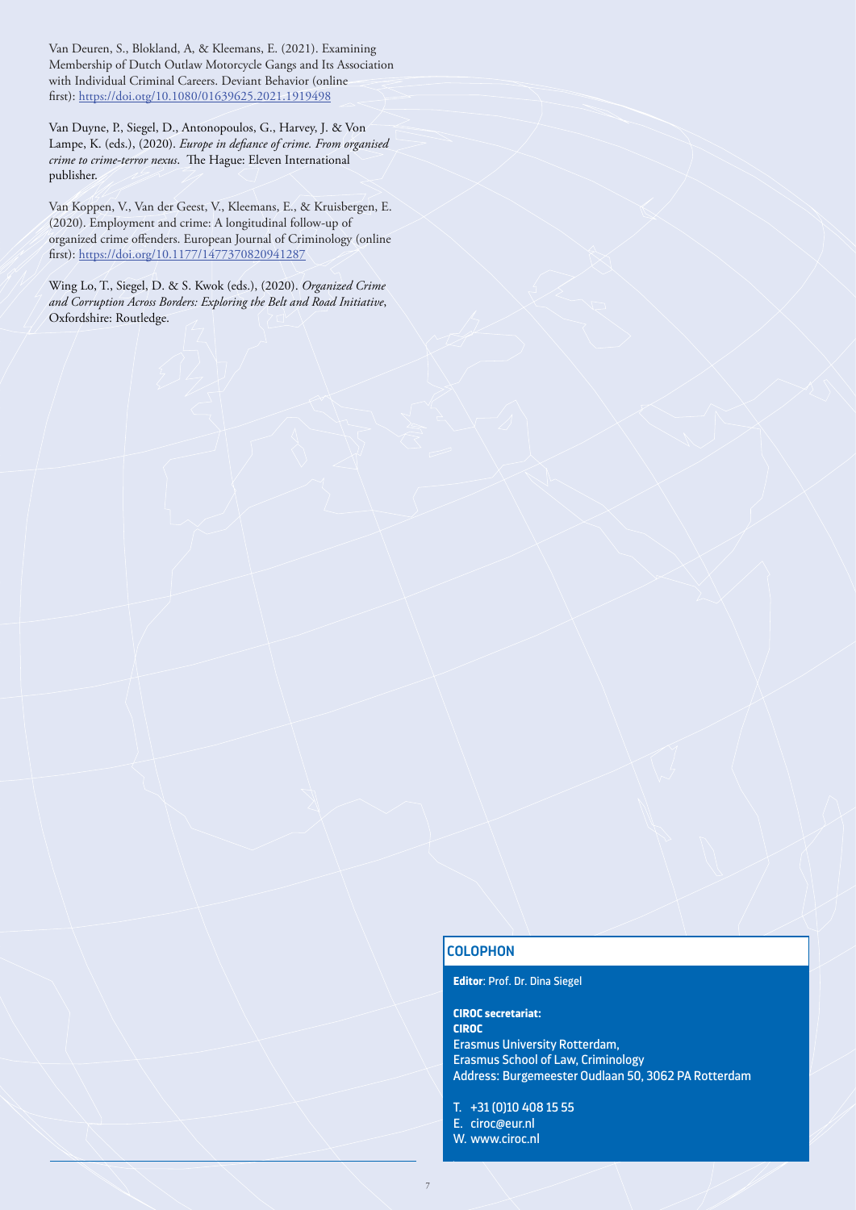Van Deuren, S., Blokland, A, & Kleemans, E. (2021). Examining Membership of Dutch Outlaw Motorcycle Gangs and Its Association with Individual Criminal Careers. Deviant Behavior (online first): https://doi.otg/10.1080/01639625.2021.1919498

Van Duyne, P., Siegel, D., Antonopoulos, G., Harvey, J. & Von Lampe, K. (eds.), (2020). *Europe in defiance of crime. From organised crime to crime-terror nexus*. The Hague: Eleven International publisher.

Van Koppen, V., Van der Geest, V., Kleemans, E., & Kruisbergen, E. (2020). Employment and crime: A longitudinal follow-up of organized crime offenders. European Journal of Criminology (online first): https://doi.org/10.1177/1477370820941287

Wing Lo, T., Siegel, D. & S. Kwok (eds.), (2020). *Organized Crime and Corruption Across Borders: Exploring the Belt and Road Initiative*, Oxfordshire: Routledge.

## COLOPHON

**Editor**: Prof. Dr. Dina Siegel

**CIROC secretariat:**
**CIROC**
Erasmus University Rotterdam,
Erasmus School of Law, Criminology
Address: Burgemeester Oudlaan 50, 3062 PA Rotterdam

T. +31 (0)10 408 15 55
E. ciroc@eur.nl
W. www.ciroc.nl